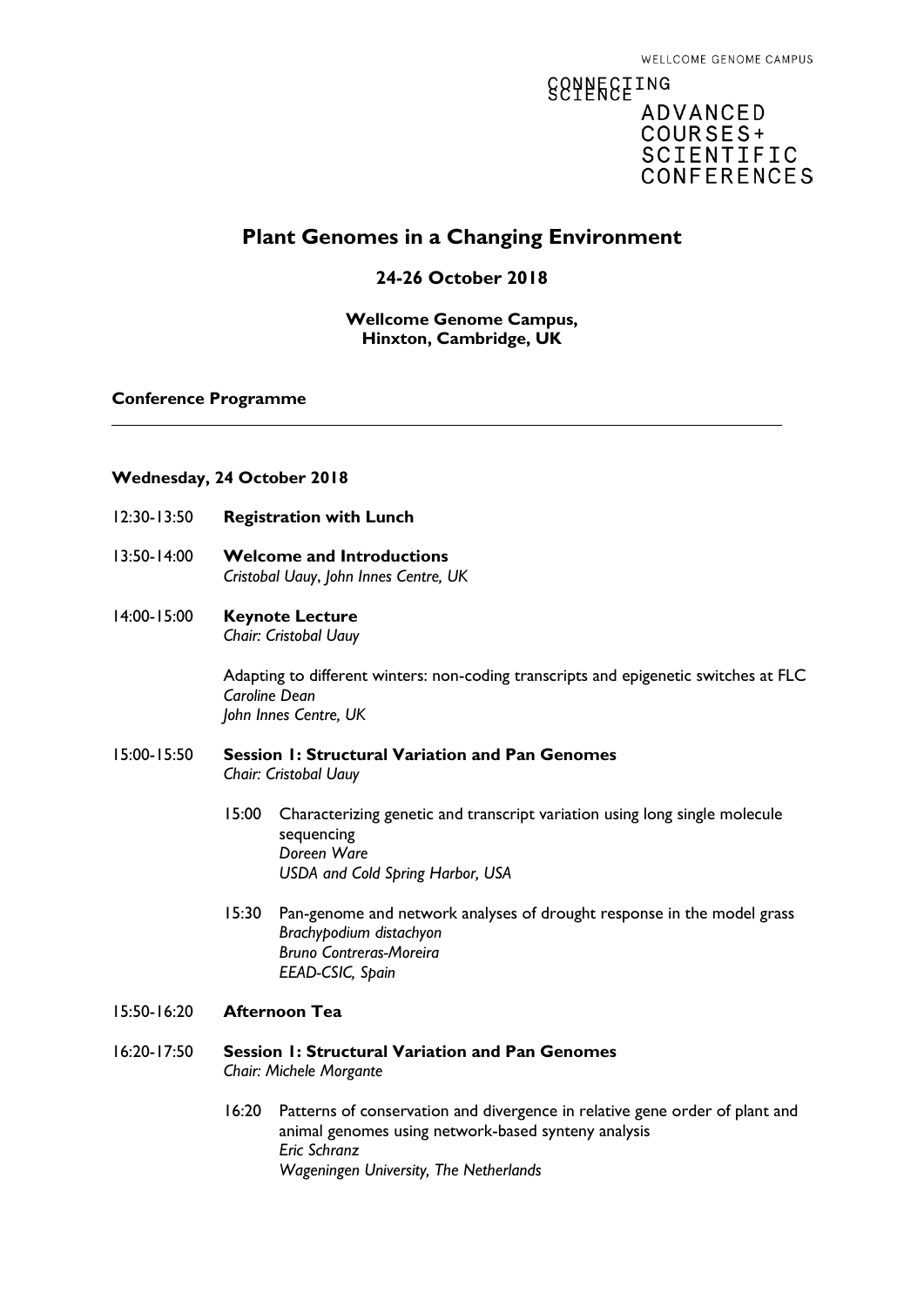WELLCOME GENOME CAMPUS

CONNECTING SCIENCE

ADVANCED COURSES+ SCIENTIFIC CONFERENCES

# Plant Genomes in a Changing Environment

## 24-26 October 2018

**Wellcome Genome Campus, Hinxton, Cambridge, UK**

**Conference Programme**

---

### Wednesday, 24 October 2018

12:30-13:50 **Registration with Lunch**

13:50-14:00 **Welcome and Introductions**
*Cristobal Uauy, John Innes Centre, UK*

14:00-15:00 **Keynote Lecture**
*Chair: Cristobal Uauy*

Adapting to different winters: non-coding transcripts and epigenetic switches at FLC
*Caroline Dean*
*John Innes Centre, UK*

15:00-15:50 **Session 1: Structural Variation and Pan Genomes**
*Chair: Cristobal Uauy*

15:00 Characterizing genetic and transcript variation using long single molecule sequencing
*Doreen Ware*
*USDA and Cold Spring Harbor, USA*

15:30 Pan-genome and network analyses of drought response in the model grass *Brachypodium distachyon*
*Bruno Contreras-Moreira*
*EEAD-CSIC, Spain*

15:50-16:20 **Afternoon Tea**

16:20-17:50 **Session 1: Structural Variation and Pan Genomes**
*Chair: Michele Morgante*

16:20 Patterns of conservation and divergence in relative gene order of plant and animal genomes using network-based synteny analysis
*Eric Schranz*
*Wageningen University, The Netherlands*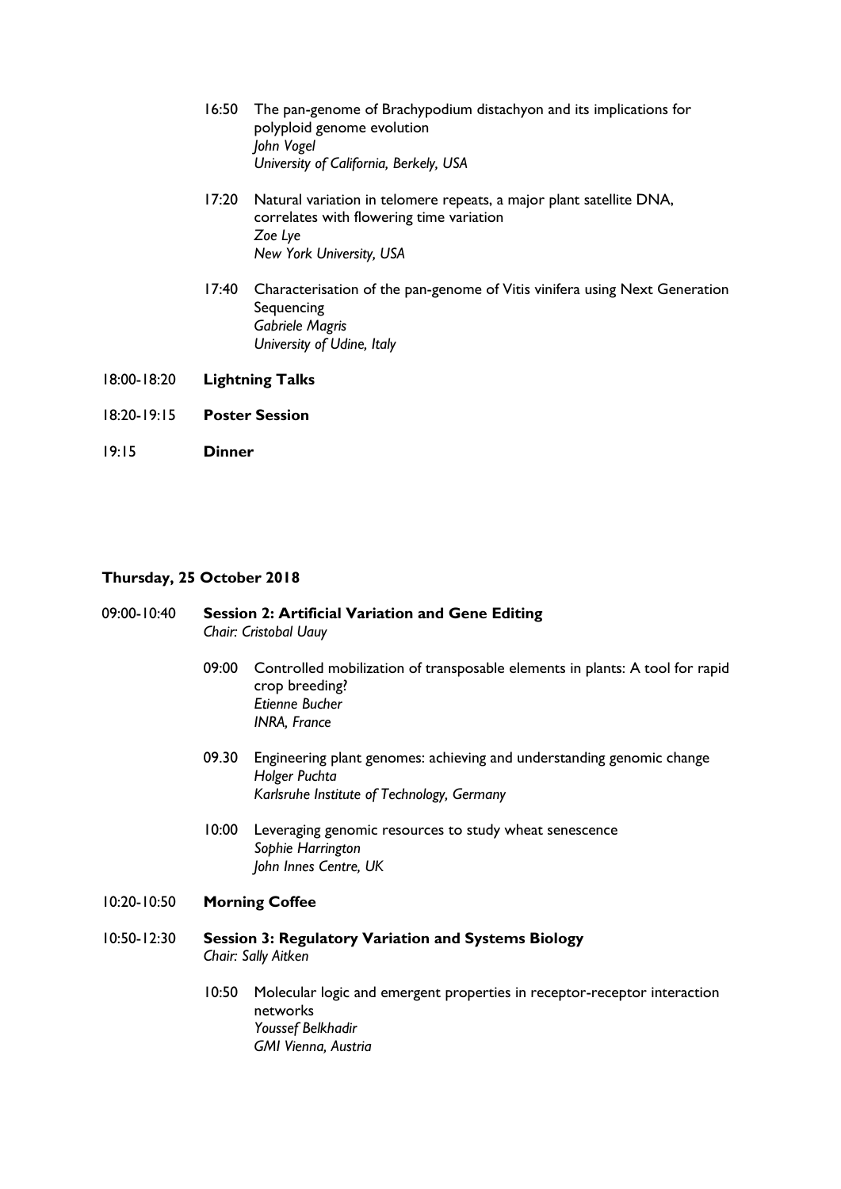16:50 The pan-genome of Brachypodium distachyon and its implications for polyploid genome evolution
*John Vogel*
*University of California, Berkely, USA*

17:20 Natural variation in telomere repeats, a major plant satellite DNA, correlates with flowering time variation
*Zoe Lye*
*New York University, USA*

17:40 Characterisation of the pan-genome of Vitis vinifera using Next Generation Sequencing
*Gabriele Magris*
*University of Udine, Italy*

18:00-18:20 **Lightning Talks**

18:20-19:15 **Poster Session**

19:15 **Dinner**

## Thursday, 25 October 2018

09:00-10:40 **Session 2: Artificial Variation and Gene Editing**
*Chair: Cristobal Uauy*

09:00 Controlled mobilization of transposable elements in plants: A tool for rapid crop breeding?
*Etienne Bucher*
*INRA, France*

09.30 Engineering plant genomes: achieving and understanding genomic change
*Holger Puchta*
*Karlsruhe Institute of Technology, Germany*

10:00 Leveraging genomic resources to study wheat senescence
*Sophie Harrington*
*John Innes Centre, UK*

10:20-10:50 **Morning Coffee**

10:50-12:30 **Session 3: Regulatory Variation and Systems Biology**
*Chair: Sally Aitken*

10:50 Molecular logic and emergent properties in receptor-receptor interaction networks
*Youssef Belkhadir*
*GMI Vienna, Austria*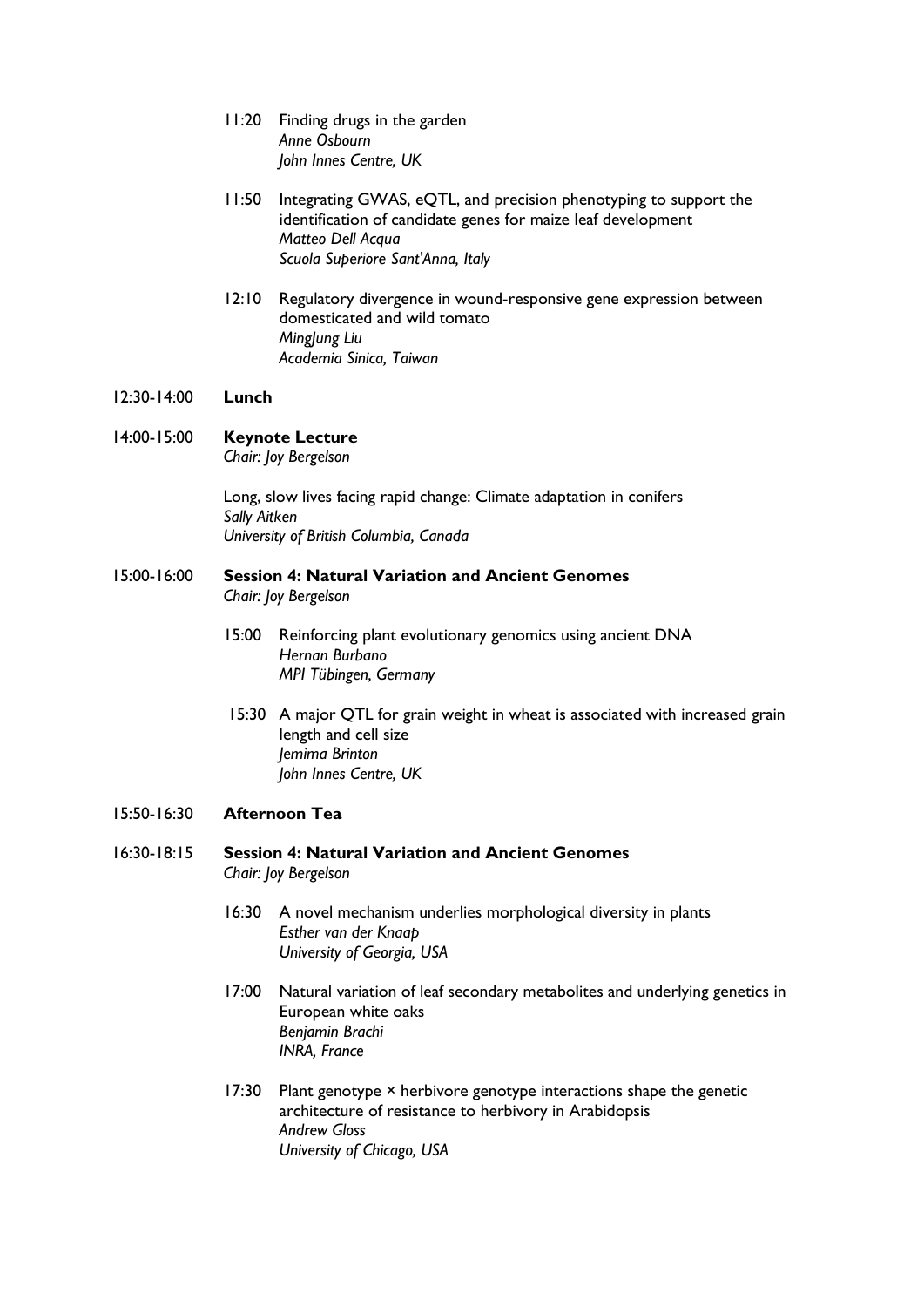11:20 Finding drugs in the garden
*Anne Osbourn*
*John Innes Centre, UK*

11:50 Integrating GWAS, eQTL, and precision phenotyping to support the identification of candidate genes for maize leaf development
*Matteo Dell Acqua*
*Scuola Superiore Sant'Anna, Italy*

12:10 Regulatory divergence in wound-responsive gene expression between domesticated and wild tomato
*MingJung Liu*
*Academia Sinica, Taiwan*

12:30-14:00 **Lunch**

14:00-15:00 **Keynote Lecture**
*Chair: Joy Bergelson*

Long, slow lives facing rapid change: Climate adaptation in conifers
*Sally Aitken*
*University of British Columbia, Canada*

15:00-16:00 **Session 4: Natural Variation and Ancient Genomes**
*Chair: Joy Bergelson*

15:00 Reinforcing plant evolutionary genomics using ancient DNA
*Hernan Burbano*
*MPI Tübingen, Germany*

15:30 A major QTL for grain weight in wheat is associated with increased grain length and cell size
*Jemima Brinton*
*John Innes Centre, UK*

15:50-16:30 **Afternoon Tea**

16:30-18:15 **Session 4: Natural Variation and Ancient Genomes**
*Chair: Joy Bergelson*

16:30 A novel mechanism underlies morphological diversity in plants
*Esther van der Knaap*
*University of Georgia, USA*

17:00 Natural variation of leaf secondary metabolites and underlying genetics in European white oaks
*Benjamin Brachi*
*INRA, France*

17:30 Plant genotype × herbivore genotype interactions shape the genetic architecture of resistance to herbivory in Arabidopsis
*Andrew Gloss*
*University of Chicago, USA*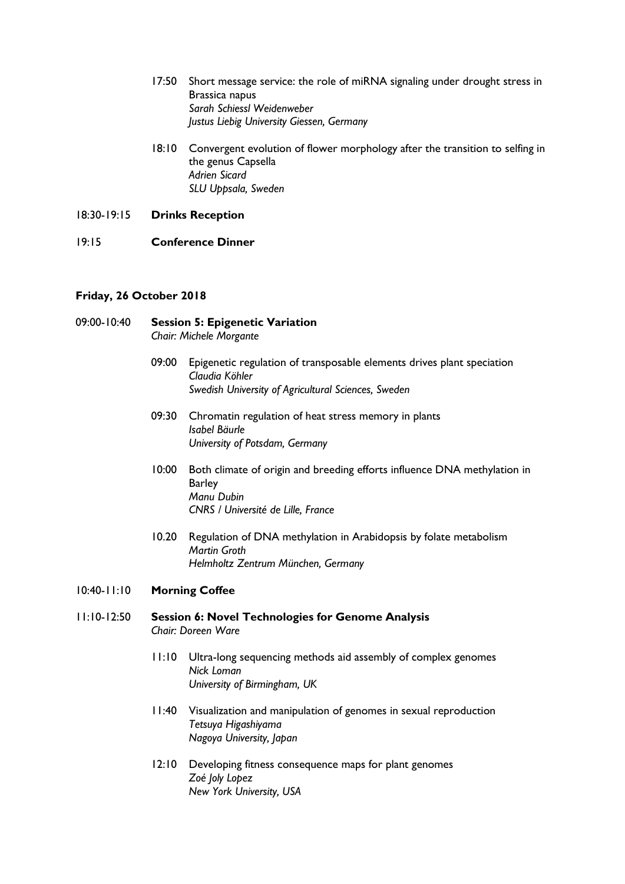- 17:50 Short message service: the role of miRNA signaling under drought stress in Brassica napus
  *Sarah Schiessl Weidenweber*
  *Justus Liebig University Giessen, Germany*

- 18:10 Convergent evolution of flower morphology after the transition to selfing in the genus Capsella
  *Adrien Sicard*
  *SLU Uppsala, Sweden*

18:30-19:15 **Drinks Reception**

19:15 **Conference Dinner**

**Friday, 26 October 2018**

09:00-10:40 **Session 5: Epigenetic Variation**
*Chair: Michele Morgante*

- 09:00 Epigenetic regulation of transposable elements drives plant speciation
  *Claudia Köhler*
  *Swedish University of Agricultural Sciences, Sweden*

- 09:30 Chromatin regulation of heat stress memory in plants
  *Isabel Bäurle*
  *University of Potsdam, Germany*

- 10:00 Both climate of origin and breeding efforts influence DNA methylation in Barley
  *Manu Dubin*
  *CNRS / Université de Lille, France*

- 10.20 Regulation of DNA methylation in Arabidopsis by folate metabolism
  *Martin Groth*
  *Helmholtz Zentrum München, Germany*

10:40-11:10 **Morning Coffee**

11:10-12:50 **Session 6: Novel Technologies for Genome Analysis**
*Chair: Doreen Ware*

- 11:10 Ultra-long sequencing methods aid assembly of complex genomes
  *Nick Loman*
  *University of Birmingham, UK*

- 11:40 Visualization and manipulation of genomes in sexual reproduction
  *Tetsuya Higashiyama*
  *Nagoya University, Japan*

- 12:10 Developing fitness consequence maps for plant genomes
  *Zoé Joly Lopez*
  *New York University, USA*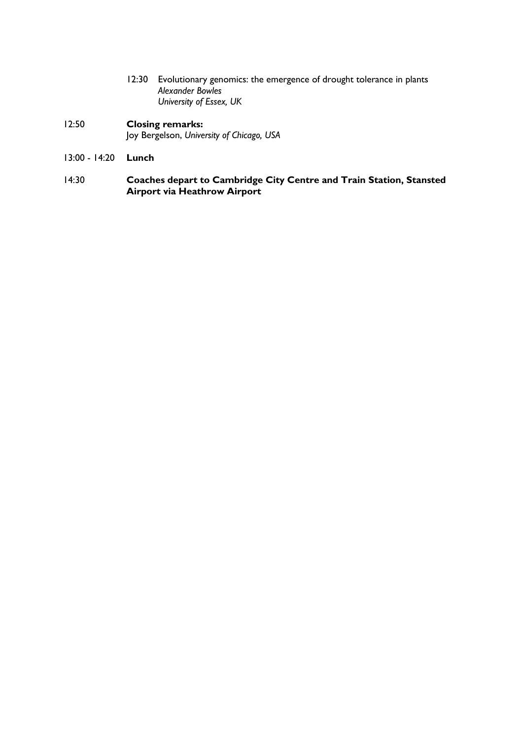12:30 Evolutionary genomics: the emergence of drought tolerance in plants
*Alexander Bowles*
*University of Essex, UK*

12:50 **Closing remarks:**
Joy Bergelson, *University of Chicago, USA*

13:00 - 14:20 **Lunch**

14:30 **Coaches depart to Cambridge City Centre and Train Station, Stansted Airport via Heathrow Airport**